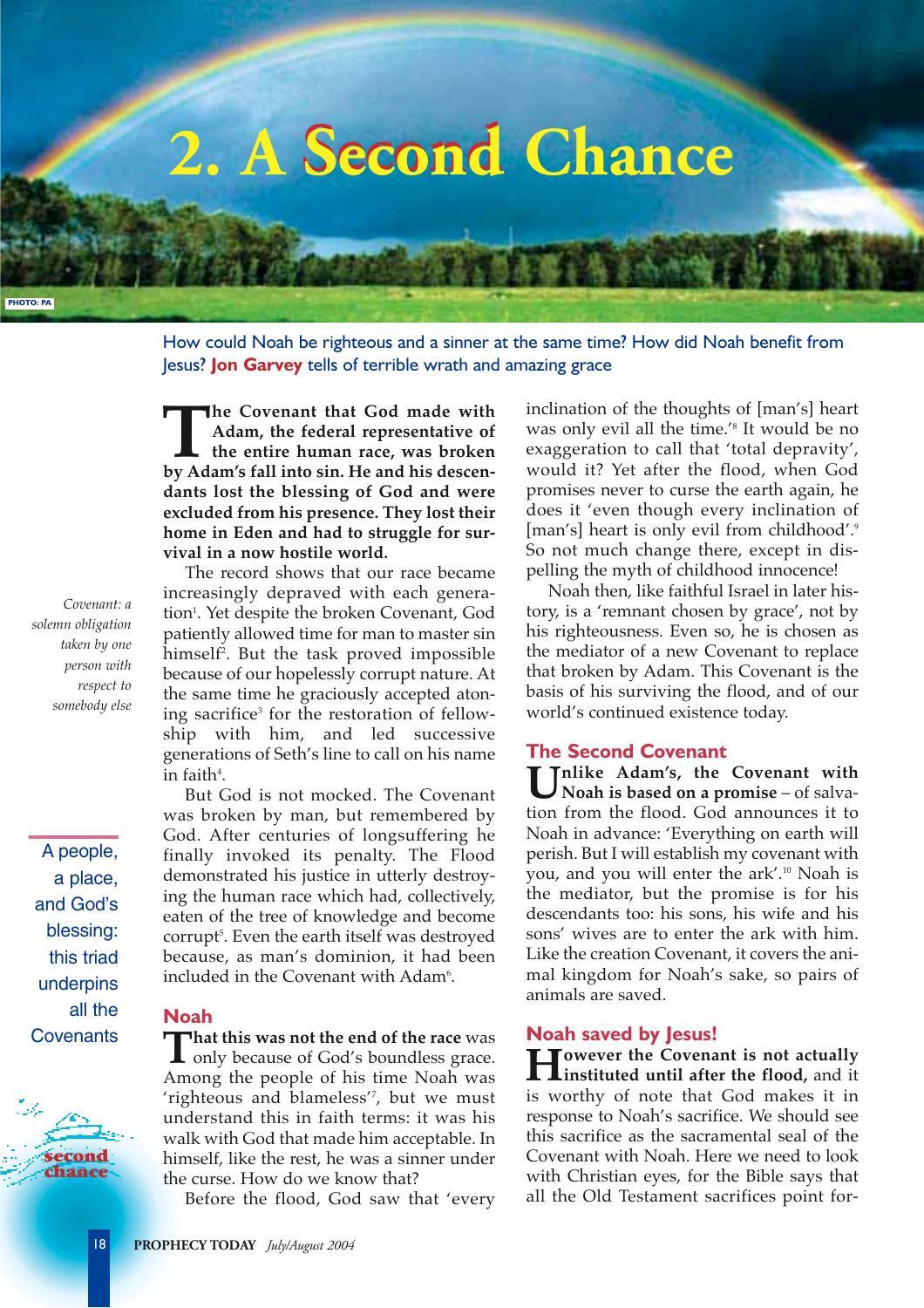# 2. A Second Chance

PHOTO: PA

How could Noah be righteous and a sinner at the same time? How did Noah benefit from Jesus? **Jon Garvey** tells of terrible wrath and amazing grace

**The Covenant that God made with Adam, the federal representative of the entire human race, was broken by Adam's fall into sin. He and his descendants lost the blessing of God and were excluded from his presence. They lost their home in Eden and had to struggle for survival in a now hostile world.**

The record shows that our race became increasingly depraved with each generation[1]. Yet despite the broken Covenant, God patiently allowed time for man to master sin himself[2]. But the task proved impossible because of our hopelessly corrupt nature. At the same time he graciously accepted atoning sacrifice[3] for the restoration of fellowship with him, and led successive generations of Seth's line to call on his name in faith[4].

*Covenant: a solemn obligation taken by one person with respect to somebody else*

But God is not mocked. The Covenant was broken by man, but remembered by God. After centuries of longsuffering he finally invoked its penalty. The Flood demonstrated his justice in utterly destroying the human race which had, collectively, eaten of the tree of knowledge and become corrupt[5]. Even the earth itself was destroyed because, as man's dominion, it had been included in the Covenant with Adam[6].

A people, a place, and God's blessing: this triad underpins all the Covenants

## Noah

**That this was not the end of the race** was only because of God's boundless grace. Among the people of his time Noah was 'righteous and blameless'[7], but we must understand this in faith terms: it was his walk with God that made him acceptable. In himself, like the rest, he was a sinner under the curse. How do we know that?

Before the flood, God saw that 'every inclination of the thoughts of [man's] heart was only evil all the time.'[8] It would be no exaggeration to call that 'total depravity', would it? Yet after the flood, when God promises never to curse the earth again, he does it 'even though every inclination of [man's] heart is only evil from childhood'.[9] So not much change there, except in dispelling the myth of childhood innocence!

Noah then, like faithful Israel in later history, is a 'remnant chosen by grace', not by his righteousness. Even so, he is chosen as the mediator of a new Covenant to replace that broken by Adam. This Covenant is the basis of his surviving the flood, and of our world's continued existence today.

## The Second Covenant

**Unlike Adam's, the Covenant with Noah is based on a promise** – of salvation from the flood. God announces it to Noah in advance: 'Everything on earth will perish. But I will establish my covenant with you, and you will enter the ark'.[10] Noah is the mediator, but the promise is for his descendants too: his sons, his wife and his sons' wives are to enter the ark with him. Like the creation Covenant, it covers the animal kingdom for Noah's sake, so pairs of animals are saved.

## Noah saved by Jesus!

**However the Covenant is not actually instituted until after the flood,** and it is worthy of note that God makes it in response to Noah's sacrifice. We should see this sacrifice as the sacramental seal of the Covenant with Noah. Here we need to look with Christian eyes, for the Bible says that all the Old Testament sacrifices point for-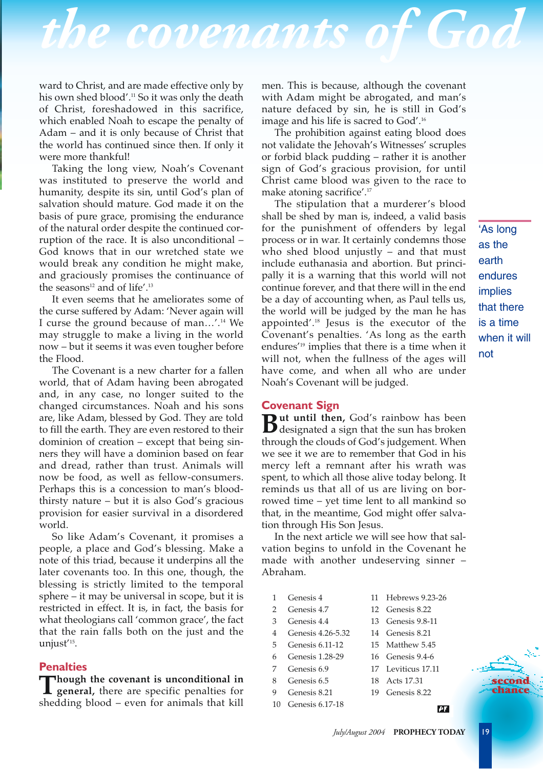ward to Christ, and are made effective only by his own shed blood'.[11] So it was only the death of Christ, foreshadowed in this sacrifice, which enabled Noah to escape the penalty of Adam – and it is only because of Christ that the world has continued since then. If only it were more thankful!

Taking the long view, Noah's Covenant was instituted to preserve the world and humanity, despite its sin, until God's plan of salvation should mature. God made it on the basis of pure grace, promising the endurance of the natural order despite the continued corruption of the race. It is also unconditional – God knows that in our wretched state we would break any condition he might make, and graciously promises the continuance of the seasons[12] and of life'.[13]

It even seems that he ameliorates some of the curse suffered by Adam: 'Never again will I curse the ground because of man…'.[14] We may struggle to make a living in the world now – but it seems it was even tougher before the Flood.

The Covenant is a new charter for a fallen world, that of Adam having been abrogated and, in any case, no longer suited to the changed circumstances. Noah and his sons are, like Adam, blessed by God. They are told to fill the earth. They are even restored to their dominion of creation – except that being sinners they will have a dominion based on fear and dread, rather than trust. Animals will now be food, as well as fellow-consumers. Perhaps this is a concession to man's bloodthirsty nature – but it is also God's gracious provision for easier survival in a disordered world.

So like Adam's Covenant, it promises a people, a place and God's blessing. Make a note of this triad, because it underpins all the later covenants too. In this one, though, the blessing is strictly limited to the temporal sphere – it may be universal in scope, but it is restricted in effect. It is, in fact, the basis for what theologians call 'common grace', the fact that the rain falls both on the just and the unjust'[15].

## Penalties

**Though the covenant is unconditional in general,** there are specific penalties for shedding blood – even for animals that kill men. This is because, although the covenant with Adam might be abrogated, and man's nature defaced by sin, he is still in God's image and his life is sacred to God'.[16]

The prohibition against eating blood does not validate the Jehovah's Witnesses' scruples or forbid black pudding – rather it is another sign of God's gracious provision, for until Christ came blood was given to the race to make atoning sacrifice'.[17]

The stipulation that a murderer's blood shall be shed by man is, indeed, a valid basis for the punishment of offenders by legal process or in war. It certainly condemns those who shed blood unjustly – and that must include euthanasia and abortion. But principally it is a warning that this world will not continue forever, and that there will in the end be a day of accounting when, as Paul tells us, the world will be judged by the man he has appointed'.[18] Jesus is the executor of the Covenant's penalties. 'As long as the earth endures'[19] implies that there is a time when it will not, when the fullness of the ages will have come, and when all who are under Noah's Covenant will be judged.

'As long as the earth endures implies that there is a time when it will not

## Covenant Sign

**But until then,** God's rainbow has been designated a sign that the sun has broken through the clouds of God's judgement. When we see it we are to remember that God in his mercy left a remnant after his wrath was spent, to which all those alive today belong. It reminds us that all of us are living on borrowed time – yet time lent to all mankind so that, in the meantime, God might offer salvation through His Son Jesus.

In the next article we will see how that salvation begins to unfold in the Covenant he made with another undeserving sinner – Abraham.

1 Genesis 4
2 Genesis 4.7
3 Genesis 4.4
4 Genesis 4.26-5.32
5 Genesis 6.11-12
6 Genesis 1.28-29
7 Genesis 6.9
8 Genesis 6.5
9 Genesis 8.21
10 Genesis 6.17-18
11 Hebrews 9.23-26
12 Genesis 8.22
13 Genesis 9.8-11
14 Genesis 8.21
15 Matthew 5.45
16 Genesis 9.4-6
17 Leviticus 17.11
18 Acts 17.31
19 Genesis 8.22